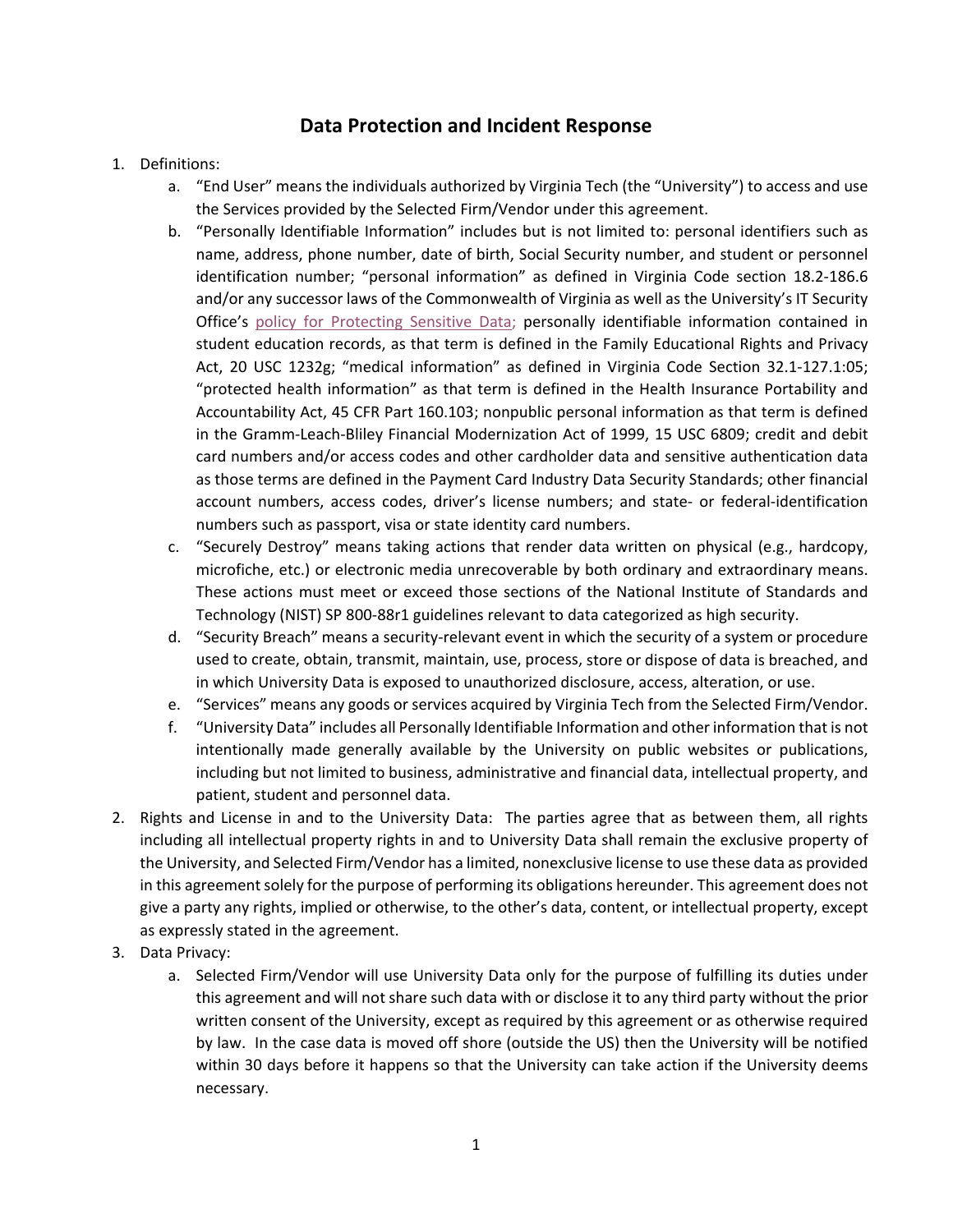# Data Protection and Incident Response

1. Definitions:
    a. "End User" means the individuals authorized by Virginia Tech (the "University") to access and use the Services provided by the Selected Firm/Vendor under this agreement.
    b. "Personally Identifiable Information" includes but is not limited to: personal identifiers such as name, address, phone number, date of birth, Social Security number, and student or personnel identification number; "personal information" as defined in Virginia Code section 18.2-186.6 and/or any successor laws of the Commonwealth of Virginia as well as the University's IT Security Office's policy for Protecting Sensitive Data; personally identifiable information contained in student education records, as that term is defined in the Family Educational Rights and Privacy Act, 20 USC 1232g; "medical information" as defined in Virginia Code Section 32.1-127.1:05; "protected health information" as that term is defined in the Health Insurance Portability and Accountability Act, 45 CFR Part 160.103; nonpublic personal information as that term is defined in the Gramm-Leach-Bliley Financial Modernization Act of 1999, 15 USC 6809; credit and debit card numbers and/or access codes and other cardholder data and sensitive authentication data as those terms are defined in the Payment Card Industry Data Security Standards; other financial account numbers, access codes, driver's license numbers; and state- or federal-identification numbers such as passport, visa or state identity card numbers.
    c. "Securely Destroy" means taking actions that render data written on physical (e.g., hardcopy, microfiche, etc.) or electronic media unrecoverable by both ordinary and extraordinary means. These actions must meet or exceed those sections of the National Institute of Standards and Technology (NIST) SP 800-88r1 guidelines relevant to data categorized as high security.
    d. "Security Breach" means a security-relevant event in which the security of a system or procedure used to create, obtain, transmit, maintain, use, process, store or dispose of data is breached, and in which University Data is exposed to unauthorized disclosure, access, alteration, or use.
    e. "Services" means any goods or services acquired by Virginia Tech from the Selected Firm/Vendor.
    f. "University Data" includes all Personally Identifiable Information and other information that is not intentionally made generally available by the University on public websites or publications, including but not limited to business, administrative and financial data, intellectual property, and patient, student and personnel data.
2. Rights and License in and to the University Data: The parties agree that as between them, all rights including all intellectual property rights in and to University Data shall remain the exclusive property of the University, and Selected Firm/Vendor has a limited, nonexclusive license to use these data as provided in this agreement solely for the purpose of performing its obligations hereunder. This agreement does not give a party any rights, implied or otherwise, to the other's data, content, or intellectual property, except as expressly stated in the agreement.
3. Data Privacy:
    a. Selected Firm/Vendor will use University Data only for the purpose of fulfilling its duties under this agreement and will not share such data with or disclose it to any third party without the prior written consent of the University, except as required by this agreement or as otherwise required by law. In the case data is moved off shore (outside the US) then the University will be notified within 30 days before it happens so that the University can take action if the University deems necessary.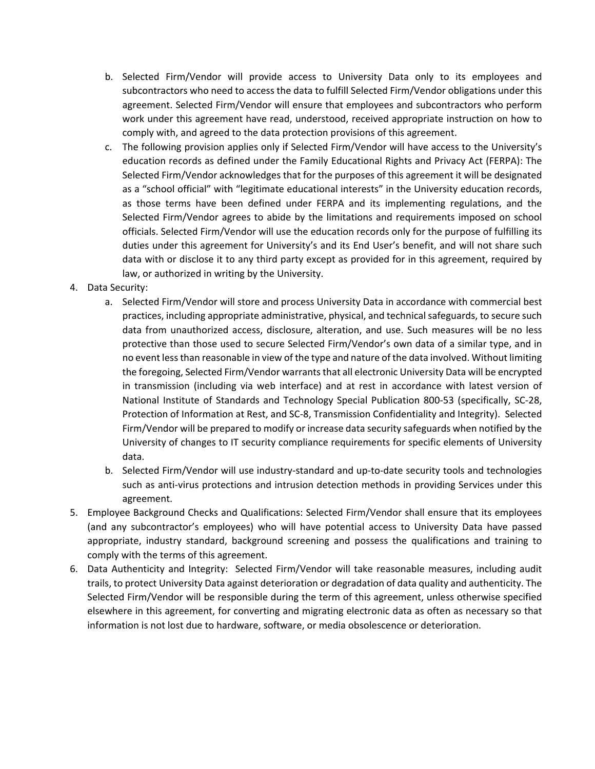b. Selected Firm/Vendor will provide access to University Data only to its employees and subcontractors who need to access the data to fulfill Selected Firm/Vendor obligations under this agreement. Selected Firm/Vendor will ensure that employees and subcontractors who perform work under this agreement have read, understood, received appropriate instruction on how to comply with, and agreed to the data protection provisions of this agreement.
   c. The following provision applies only if Selected Firm/Vendor will have access to the University's education records as defined under the Family Educational Rights and Privacy Act (FERPA): The Selected Firm/Vendor acknowledges that for the purposes of this agreement it will be designated as a "school official" with "legitimate educational interests" in the University education records, as those terms have been defined under FERPA and its implementing regulations, and the Selected Firm/Vendor agrees to abide by the limitations and requirements imposed on school officials. Selected Firm/Vendor will use the education records only for the purpose of fulfilling its duties under this agreement for University's and its End User's benefit, and will not share such data with or disclose it to any third party except as provided for in this agreement, required by law, or authorized in writing by the University.
4. Data Security:
   a. Selected Firm/Vendor will store and process University Data in accordance with commercial best practices, including appropriate administrative, physical, and technical safeguards, to secure such data from unauthorized access, disclosure, alteration, and use. Such measures will be no less protective than those used to secure Selected Firm/Vendor's own data of a similar type, and in no event less than reasonable in view of the type and nature of the data involved. Without limiting the foregoing, Selected Firm/Vendor warrants that all electronic University Data will be encrypted in transmission (including via web interface) and at rest in accordance with latest version of National Institute of Standards and Technology Special Publication 800-53 (specifically, SC-28, Protection of Information at Rest, and SC-8, Transmission Confidentiality and Integrity). Selected Firm/Vendor will be prepared to modify or increase data security safeguards when notified by the University of changes to IT security compliance requirements for specific elements of University data.
   b. Selected Firm/Vendor will use industry-standard and up-to-date security tools and technologies such as anti-virus protections and intrusion detection methods in providing Services under this agreement.
5. Employee Background Checks and Qualifications: Selected Firm/Vendor shall ensure that its employees (and any subcontractor's employees) who will have potential access to University Data have passed appropriate, industry standard, background screening and possess the qualifications and training to comply with the terms of this agreement.
6. Data Authenticity and Integrity: Selected Firm/Vendor will take reasonable measures, including audit trails, to protect University Data against deterioration or degradation of data quality and authenticity. The Selected Firm/Vendor will be responsible during the term of this agreement, unless otherwise specified elsewhere in this agreement, for converting and migrating electronic data as often as necessary so that information is not lost due to hardware, software, or media obsolescence or deterioration.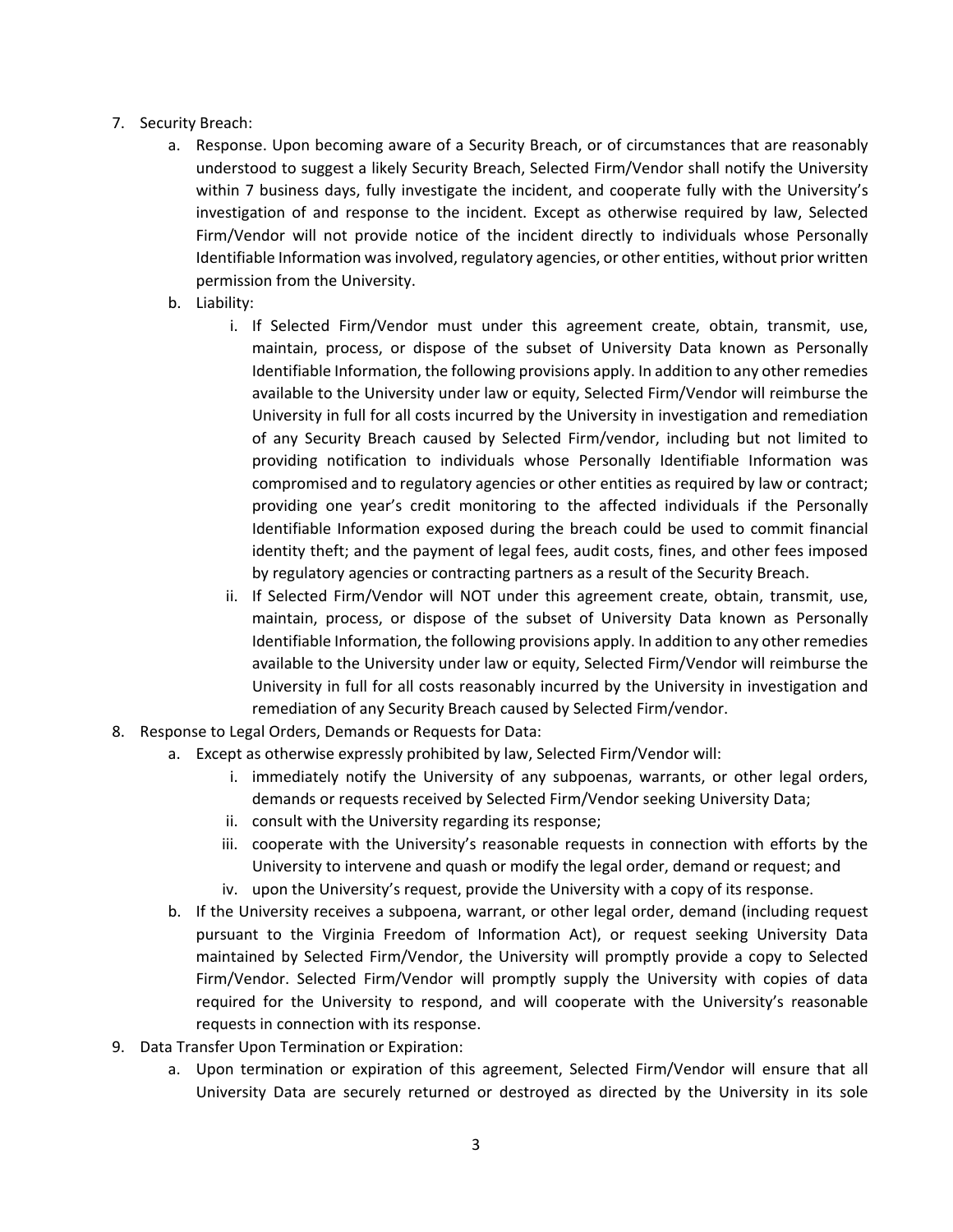7. Security Breach:
    a. Response. Upon becoming aware of a Security Breach, or of circumstances that are reasonably understood to suggest a likely Security Breach, Selected Firm/Vendor shall notify the University within 7 business days, fully investigate the incident, and cooperate fully with the University's investigation of and response to the incident. Except as otherwise required by law, Selected Firm/Vendor will not provide notice of the incident directly to individuals whose Personally Identifiable Information was involved, regulatory agencies, or other entities, without prior written permission from the University.
    b. Liability:
        i. If Selected Firm/Vendor must under this agreement create, obtain, transmit, use, maintain, process, or dispose of the subset of University Data known as Personally Identifiable Information, the following provisions apply. In addition to any other remedies available to the University under law or equity, Selected Firm/Vendor will reimburse the University in full for all costs incurred by the University in investigation and remediation of any Security Breach caused by Selected Firm/vendor, including but not limited to providing notification to individuals whose Personally Identifiable Information was compromised and to regulatory agencies or other entities as required by law or contract; providing one year's credit monitoring to the affected individuals if the Personally Identifiable Information exposed during the breach could be used to commit financial identity theft; and the payment of legal fees, audit costs, fines, and other fees imposed by regulatory agencies or contracting partners as a result of the Security Breach.
        ii. If Selected Firm/Vendor will NOT under this agreement create, obtain, transmit, use, maintain, process, or dispose of the subset of University Data known as Personally Identifiable Information, the following provisions apply. In addition to any other remedies available to the University under law or equity, Selected Firm/Vendor will reimburse the University in full for all costs reasonably incurred by the University in investigation and remediation of any Security Breach caused by Selected Firm/vendor.
8. Response to Legal Orders, Demands or Requests for Data:
    a. Except as otherwise expressly prohibited by law, Selected Firm/Vendor will:
        i. immediately notify the University of any subpoenas, warrants, or other legal orders, demands or requests received by Selected Firm/Vendor seeking University Data;
        ii. consult with the University regarding its response;
        iii. cooperate with the University's reasonable requests in connection with efforts by the University to intervene and quash or modify the legal order, demand or request; and
        iv. upon the University's request, provide the University with a copy of its response.
    b. If the University receives a subpoena, warrant, or other legal order, demand (including request pursuant to the Virginia Freedom of Information Act), or request seeking University Data maintained by Selected Firm/Vendor, the University will promptly provide a copy to Selected Firm/Vendor. Selected Firm/Vendor will promptly supply the University with copies of data required for the University to respond, and will cooperate with the University's reasonable requests in connection with its response.
9. Data Transfer Upon Termination or Expiration:
    a. Upon termination or expiration of this agreement, Selected Firm/Vendor will ensure that all University Data are securely returned or destroyed as directed by the University in its sole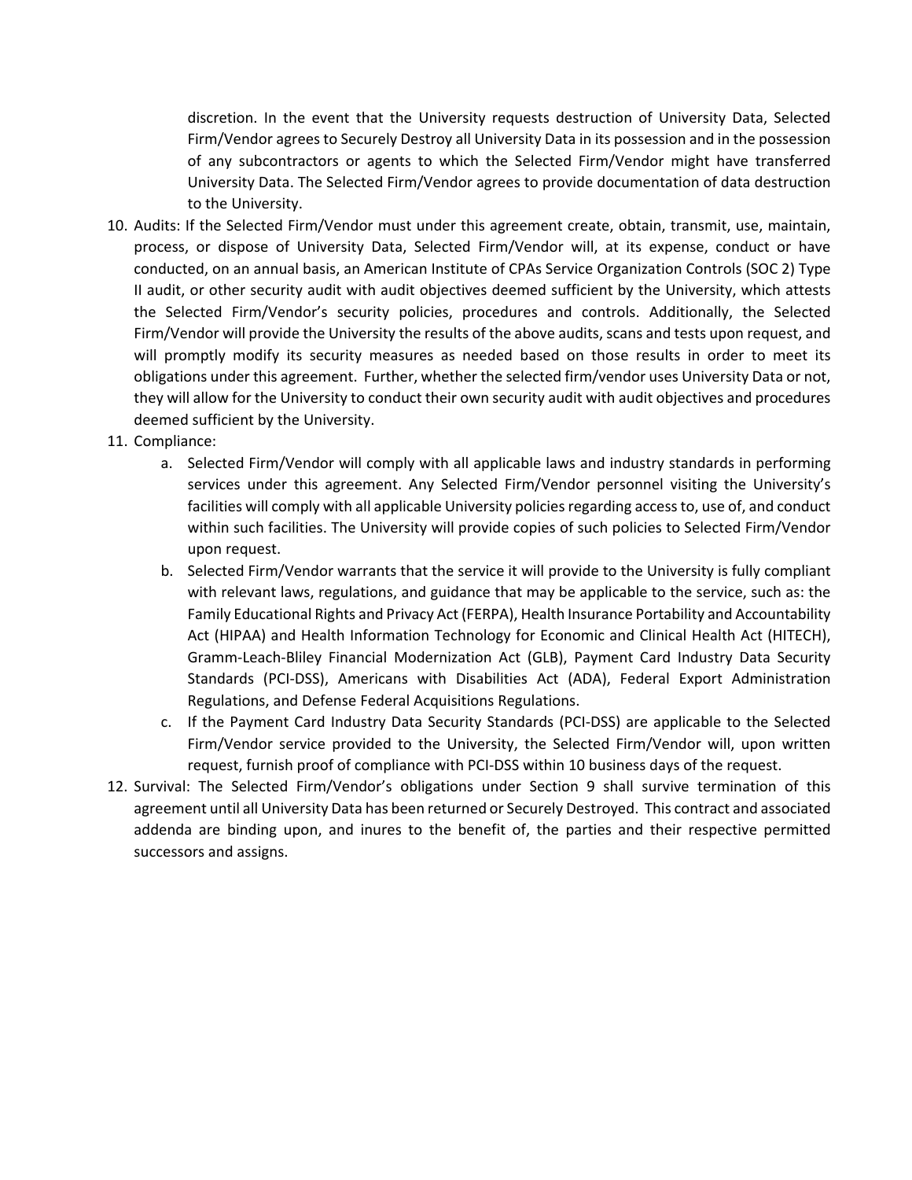discretion. In the event that the University requests destruction of University Data, Selected Firm/Vendor agrees to Securely Destroy all University Data in its possession and in the possession of any subcontractors or agents to which the Selected Firm/Vendor might have transferred University Data. The Selected Firm/Vendor agrees to provide documentation of data destruction to the University.

10. Audits: If the Selected Firm/Vendor must under this agreement create, obtain, transmit, use, maintain, process, or dispose of University Data, Selected Firm/Vendor will, at its expense, conduct or have conducted, on an annual basis, an American Institute of CPAs Service Organization Controls (SOC 2) Type II audit, or other security audit with audit objectives deemed sufficient by the University, which attests the Selected Firm/Vendor's security policies, procedures and controls. Additionally, the Selected Firm/Vendor will provide the University the results of the above audits, scans and tests upon request, and will promptly modify its security measures as needed based on those results in order to meet its obligations under this agreement. Further, whether the selected firm/vendor uses University Data or not, they will allow for the University to conduct their own security audit with audit objectives and procedures deemed sufficient by the University.
11. Compliance:
    a. Selected Firm/Vendor will comply with all applicable laws and industry standards in performing services under this agreement. Any Selected Firm/Vendor personnel visiting the University's facilities will comply with all applicable University policies regarding access to, use of, and conduct within such facilities. The University will provide copies of such policies to Selected Firm/Vendor upon request.
    b. Selected Firm/Vendor warrants that the service it will provide to the University is fully compliant with relevant laws, regulations, and guidance that may be applicable to the service, such as: the Family Educational Rights and Privacy Act (FERPA), Health Insurance Portability and Accountability Act (HIPAA) and Health Information Technology for Economic and Clinical Health Act (HITECH), Gramm-Leach-Bliley Financial Modernization Act (GLB), Payment Card Industry Data Security Standards (PCI-DSS), Americans with Disabilities Act (ADA), Federal Export Administration Regulations, and Defense Federal Acquisitions Regulations.
    c. If the Payment Card Industry Data Security Standards (PCI-DSS) are applicable to the Selected Firm/Vendor service provided to the University, the Selected Firm/Vendor will, upon written request, furnish proof of compliance with PCI-DSS within 10 business days of the request.
12. Survival: The Selected Firm/Vendor's obligations under Section 9 shall survive termination of this agreement until all University Data has been returned or Securely Destroyed. This contract and associated addenda are binding upon, and inures to the benefit of, the parties and their respective permitted successors and assigns.